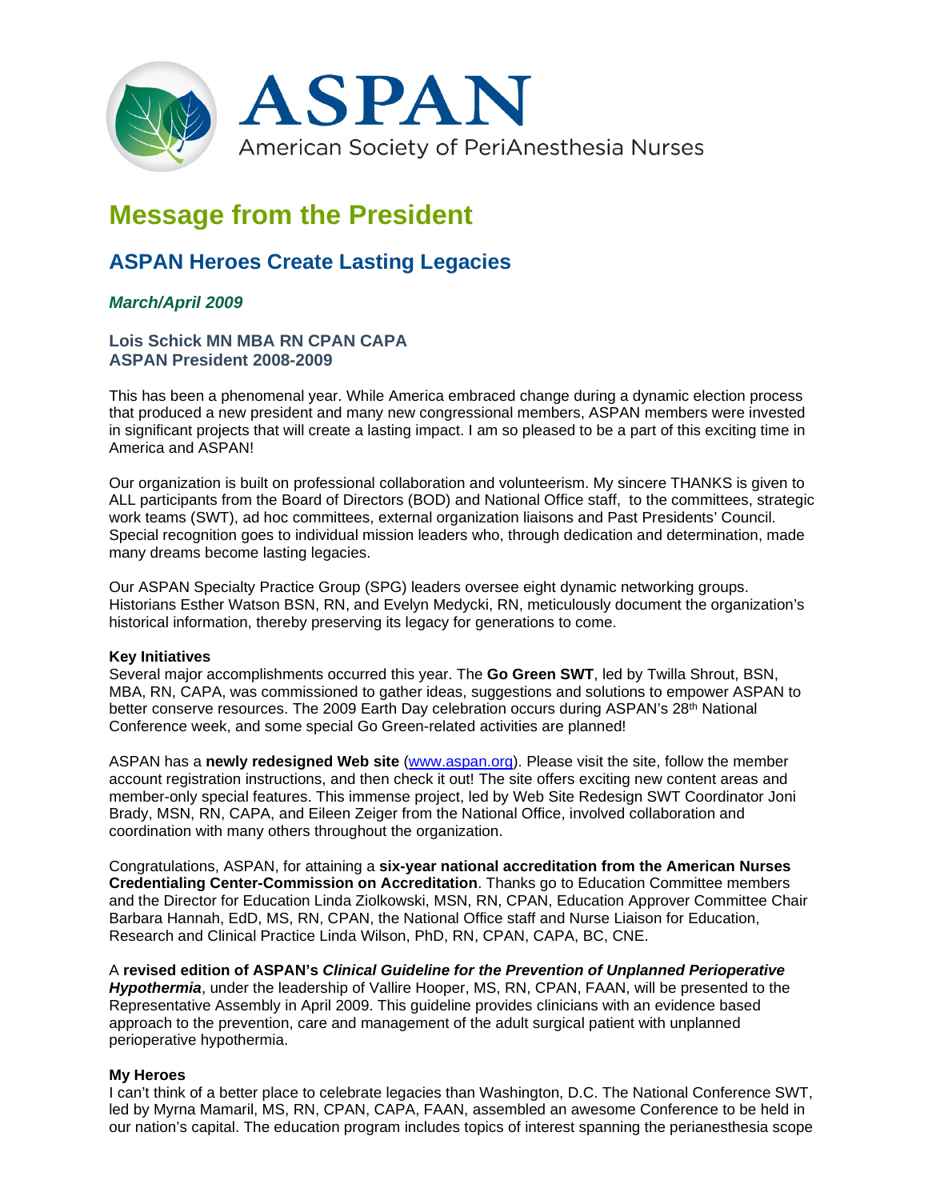ASPAN

American Society of PeriAnesthesia Nurses

# Message from the President

## ASPAN Heroes Create Lasting Legacies

### *March/April 2009*

**Lois Schick MN MBA RN CPAN CAPA**
**ASPAN President 2008-2009**

This has been a phenomenal year. While America embraced change during a dynamic election process that produced a new president and many new congressional members, ASPAN members were invested in significant projects that will create a lasting impact. I am so pleased to be a part of this exciting time in America and ASPAN!

Our organization is built on professional collaboration and volunteerism. My sincere THANKS is given to ALL participants from the Board of Directors (BOD) and National Office staff, to the committees, strategic work teams (SWT), ad hoc committees, external organization liaisons and Past Presidents' Council. Special recognition goes to individual mission leaders who, through dedication and determination, made many dreams become lasting legacies.

Our ASPAN Specialty Practice Group (SPG) leaders oversee eight dynamic networking groups. Historians Esther Watson BSN, RN, and Evelyn Medycki, RN, meticulously document the organization's historical information, thereby preserving its legacy for generations to come.

**Key Initiatives**

Several major accomplishments occurred this year. The **Go Green SWT**, led by Twilla Shrout, BSN, MBA, RN, CAPA, was commissioned to gather ideas, suggestions and solutions to empower ASPAN to better conserve resources. The 2009 Earth Day celebration occurs during ASPAN's 28th National Conference week, and some special Go Green-related activities are planned!

ASPAN has a **newly redesigned Web site** (www.aspan.org). Please visit the site, follow the member account registration instructions, and then check it out! The site offers exciting new content areas and member-only special features. This immense project, led by Web Site Redesign SWT Coordinator Joni Brady, MSN, RN, CAPA, and Eileen Zeiger from the National Office, involved collaboration and coordination with many others throughout the organization.

Congratulations, ASPAN, for attaining a **six-year national accreditation from the American Nurses Credentialing Center-Commission on Accreditation**. Thanks go to Education Committee members and the Director for Education Linda Ziolkowski, MSN, RN, CPAN, Education Approver Committee Chair Barbara Hannah, EdD, MS, RN, CPAN, the National Office staff and Nurse Liaison for Education, Research and Clinical Practice Linda Wilson, PhD, RN, CPAN, CAPA, BC, CNE.

A **revised edition of ASPAN's *Clinical Guideline for the Prevention of Unplanned Perioperative Hypothermia***, under the leadership of Vallire Hooper, MS, RN, CPAN, FAAN, will be presented to the Representative Assembly in April 2009. This guideline provides clinicians with an evidence based approach to the prevention, care and management of the adult surgical patient with unplanned perioperative hypothermia.

**My Heroes**

I can't think of a better place to celebrate legacies than Washington, D.C. The National Conference SWT, led by Myrna Mamaril, MS, RN, CPAN, CAPA, FAAN, assembled an awesome Conference to be held in our nation's capital. The education program includes topics of interest spanning the perianesthesia scope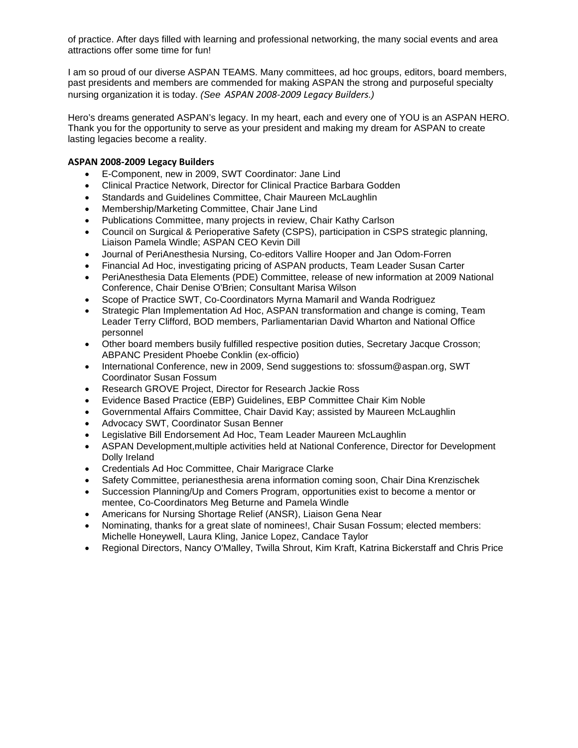of practice. After days filled with learning and professional networking, the many social events and area attractions offer some time for fun!

I am so proud of our diverse ASPAN TEAMS. Many committees, ad hoc groups, editors, board members, past presidents and members are commended for making ASPAN the strong and purposeful specialty nursing organization it is today. *(See ASPAN 2008-2009 Legacy Builders.)*

Hero's dreams generated ASPAN's legacy. In my heart, each and every one of YOU is an ASPAN HERO. Thank you for the opportunity to serve as your president and making my dream for ASPAN to create lasting legacies become a reality.

**ASPAN 2008-2009 Legacy Builders**

- E-Component, new in 2009, SWT Coordinator: Jane Lind
- Clinical Practice Network, Director for Clinical Practice Barbara Godden
- Standards and Guidelines Committee, Chair Maureen McLaughlin
- Membership/Marketing Committee, Chair Jane Lind
- Publications Committee, many projects in review, Chair Kathy Carlson
- Council on Surgical & Perioperative Safety (CSPS), participation in CSPS strategic planning, Liaison Pamela Windle; ASPAN CEO Kevin Dill
- Journal of PeriAnesthesia Nursing, Co-editors Vallire Hooper and Jan Odom-Forren
- Financial Ad Hoc, investigating pricing of ASPAN products, Team Leader Susan Carter
- PeriAnesthesia Data Elements (PDE) Committee, release of new information at 2009 National Conference, Chair Denise O'Brien; Consultant Marisa Wilson
- Scope of Practice SWT, Co-Coordinators Myrna Mamaril and Wanda Rodriguez
- Strategic Plan Implementation Ad Hoc, ASPAN transformation and change is coming, Team Leader Terry Clifford, BOD members, Parliamentarian David Wharton and National Office personnel
- Other board members busily fulfilled respective position duties, Secretary Jacque Crosson; ABPANC President Phoebe Conklin (ex-officio)
- International Conference, new in 2009, Send suggestions to: sfossum@aspan.org, SWT Coordinator Susan Fossum
- Research GROVE Project, Director for Research Jackie Ross
- Evidence Based Practice (EBP) Guidelines, EBP Committee Chair Kim Noble
- Governmental Affairs Committee, Chair David Kay; assisted by Maureen McLaughlin
- Advocacy SWT, Coordinator Susan Benner
- Legislative Bill Endorsement Ad Hoc, Team Leader Maureen McLaughlin
- ASPAN Development,multiple activities held at National Conference, Director for Development Dolly Ireland
- Credentials Ad Hoc Committee, Chair Marigrace Clarke
- Safety Committee, perianesthesia arena information coming soon, Chair Dina Krenzischek
- Succession Planning/Up and Comers Program, opportunities exist to become a mentor or mentee, Co-Coordinators Meg Beturne and Pamela Windle
- Americans for Nursing Shortage Relief (ANSR), Liaison Gena Near
- Nominating, thanks for a great slate of nominees!, Chair Susan Fossum; elected members: Michelle Honeywell, Laura Kling, Janice Lopez, Candace Taylor
- Regional Directors, Nancy O'Malley, Twilla Shrout, Kim Kraft, Katrina Bickerstaff and Chris Price